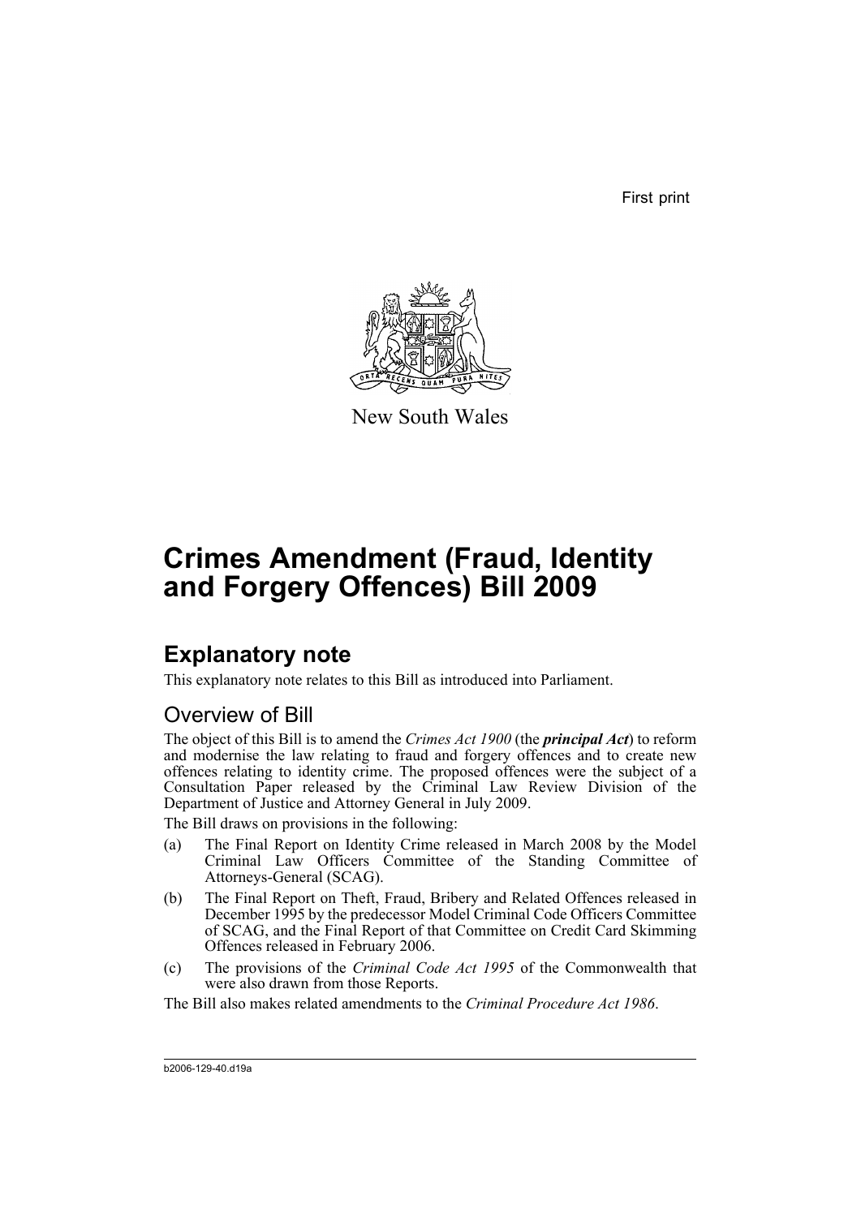First print

New South Wales

# Crimes Amendment (Fraud, Identity and Forgery Offences) Bill 2009

## Explanatory note

This explanatory note relates to this Bill as introduced into Parliament.

### Overview of Bill

The object of this Bill is to amend the *Crimes Act 1900* (the ***principal Act***) to reform and modernise the law relating to fraud and forgery offences and to create new offences relating to identity crime. The proposed offences were the subject of a Consultation Paper released by the Criminal Law Review Division of the Department of Justice and Attorney General in July 2009.

The Bill draws on provisions in the following:

(a) The Final Report on Identity Crime released in March 2008 by the Model Criminal Law Officers Committee of the Standing Committee of Attorneys-General (SCAG).

(b) The Final Report on Theft, Fraud, Bribery and Related Offences released in December 1995 by the predecessor Model Criminal Code Officers Committee of SCAG, and the Final Report of that Committee on Credit Card Skimming Offences released in February 2006.

(c) The provisions of the *Criminal Code Act 1995* of the Commonwealth that were also drawn from those Reports.

The Bill also makes related amendments to the *Criminal Procedure Act 1986*.

b2006-129-40.d19a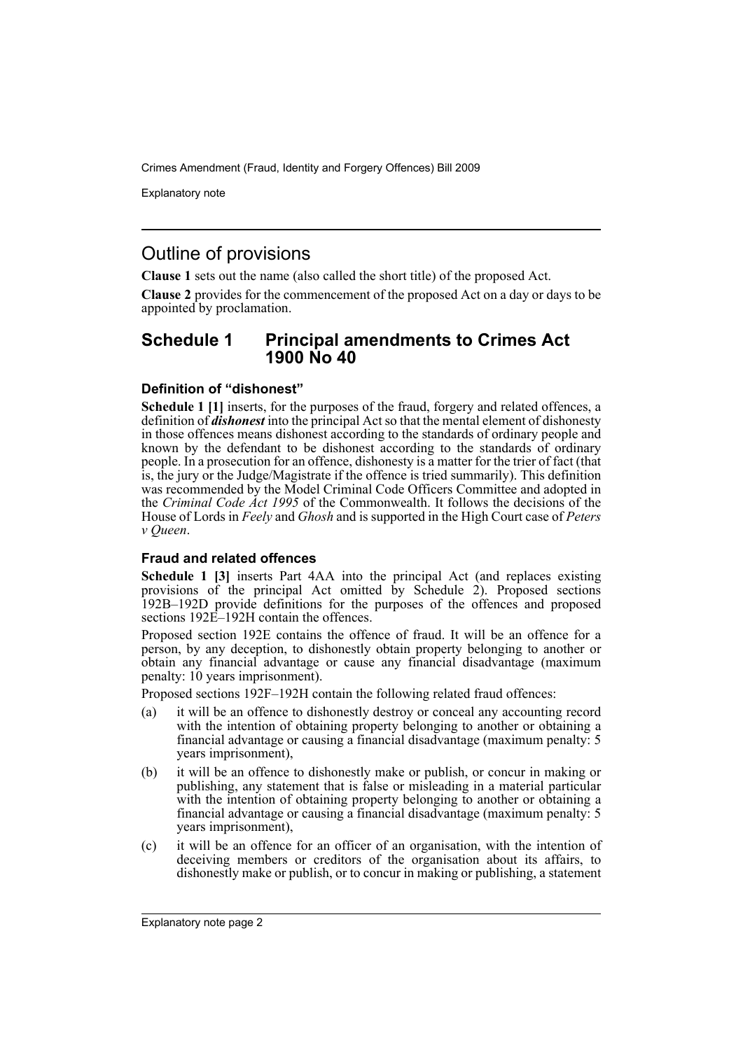## Outline of provisions

**Clause 1** sets out the name (also called the short title) of the proposed Act.

**Clause 2** provides for the commencement of the proposed Act on a day or days to be appointed by proclamation.

## Schedule 1 Principal amendments to Crimes Act 1900 No 40

### Definition of "dishonest"

**Schedule 1 [1]** inserts, for the purposes of the fraud, forgery and related offences, a definition of ***dishonest*** into the principal Act so that the mental element of dishonesty in those offences means dishonest according to the standards of ordinary people and known by the defendant to be dishonest according to the standards of ordinary people. In a prosecution for an offence, dishonesty is a matter for the trier of fact (that is, the jury or the Judge/Magistrate if the offence is tried summarily). This definition was recommended by the Model Criminal Code Officers Committee and adopted in the *Criminal Code Act 1995* of the Commonwealth. It follows the decisions of the House of Lords in *Feely* and *Ghosh* and is supported in the High Court case of *Peters v Queen*.

### Fraud and related offences

**Schedule 1 [3]** inserts Part 4AA into the principal Act (and replaces existing provisions of the principal Act omitted by Schedule 2). Proposed sections 192B–192D provide definitions for the purposes of the offences and proposed sections 192E–192H contain the offences.

Proposed section 192E contains the offence of fraud. It will be an offence for a person, by any deception, to dishonestly obtain property belonging to another or obtain any financial advantage or cause any financial disadvantage (maximum penalty: 10 years imprisonment).

Proposed sections 192F–192H contain the following related fraud offences:

(a) it will be an offence to dishonestly destroy or conceal any accounting record with the intention of obtaining property belonging to another or obtaining a financial advantage or causing a financial disadvantage (maximum penalty: 5 years imprisonment),

(b) it will be an offence to dishonestly make or publish, or concur in making or publishing, any statement that is false or misleading in a material particular with the intention of obtaining property belonging to another or obtaining a financial advantage or causing a financial disadvantage (maximum penalty: 5 years imprisonment),

(c) it will be an offence for an officer of an organisation, with the intention of deceiving members or creditors of the organisation about its affairs, to dishonestly make or publish, or to concur in making or publishing, a statement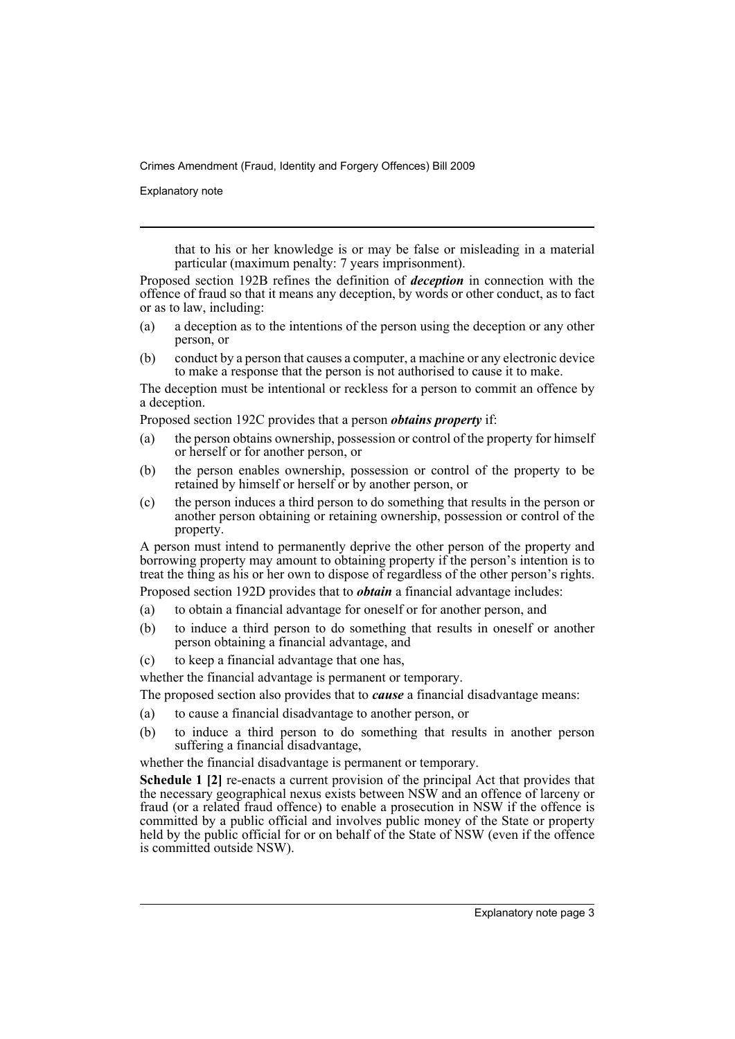that to his or her knowledge is or may be false or misleading in a material particular (maximum penalty: 7 years imprisonment).

Proposed section 192B refines the definition of ***deception*** in connection with the offence of fraud so that it means any deception, by words or other conduct, as to fact or as to law, including:

(a) a deception as to the intentions of the person using the deception or any other person, or

(b) conduct by a person that causes a computer, a machine or any electronic device to make a response that the person is not authorised to cause it to make.

The deception must be intentional or reckless for a person to commit an offence by a deception.

Proposed section 192C provides that a person ***obtains property*** if:

(a) the person obtains ownership, possession or control of the property for himself or herself or for another person, or

(b) the person enables ownership, possession or control of the property to be retained by himself or herself or by another person, or

(c) the person induces a third person to do something that results in the person or another person obtaining or retaining ownership, possession or control of the property.

A person must intend to permanently deprive the other person of the property and borrowing property may amount to obtaining property if the person's intention is to treat the thing as his or her own to dispose of regardless of the other person's rights.

Proposed section 192D provides that to ***obtain*** a financial advantage includes:

(a) to obtain a financial advantage for oneself or for another person, and

(b) to induce a third person to do something that results in oneself or another person obtaining a financial advantage, and

(c) to keep a financial advantage that one has,

whether the financial advantage is permanent or temporary.

The proposed section also provides that to ***cause*** a financial disadvantage means:

(a) to cause a financial disadvantage to another person, or

(b) to induce a third person to do something that results in another person suffering a financial disadvantage,

whether the financial disadvantage is permanent or temporary.

**Schedule 1 [2]** re-enacts a current provision of the principal Act that provides that the necessary geographical nexus exists between NSW and an offence of larceny or fraud (or a related fraud offence) to enable a prosecution in NSW if the offence is committed by a public official and involves public money of the State or property held by the public official for or on behalf of the State of NSW (even if the offence is committed outside NSW).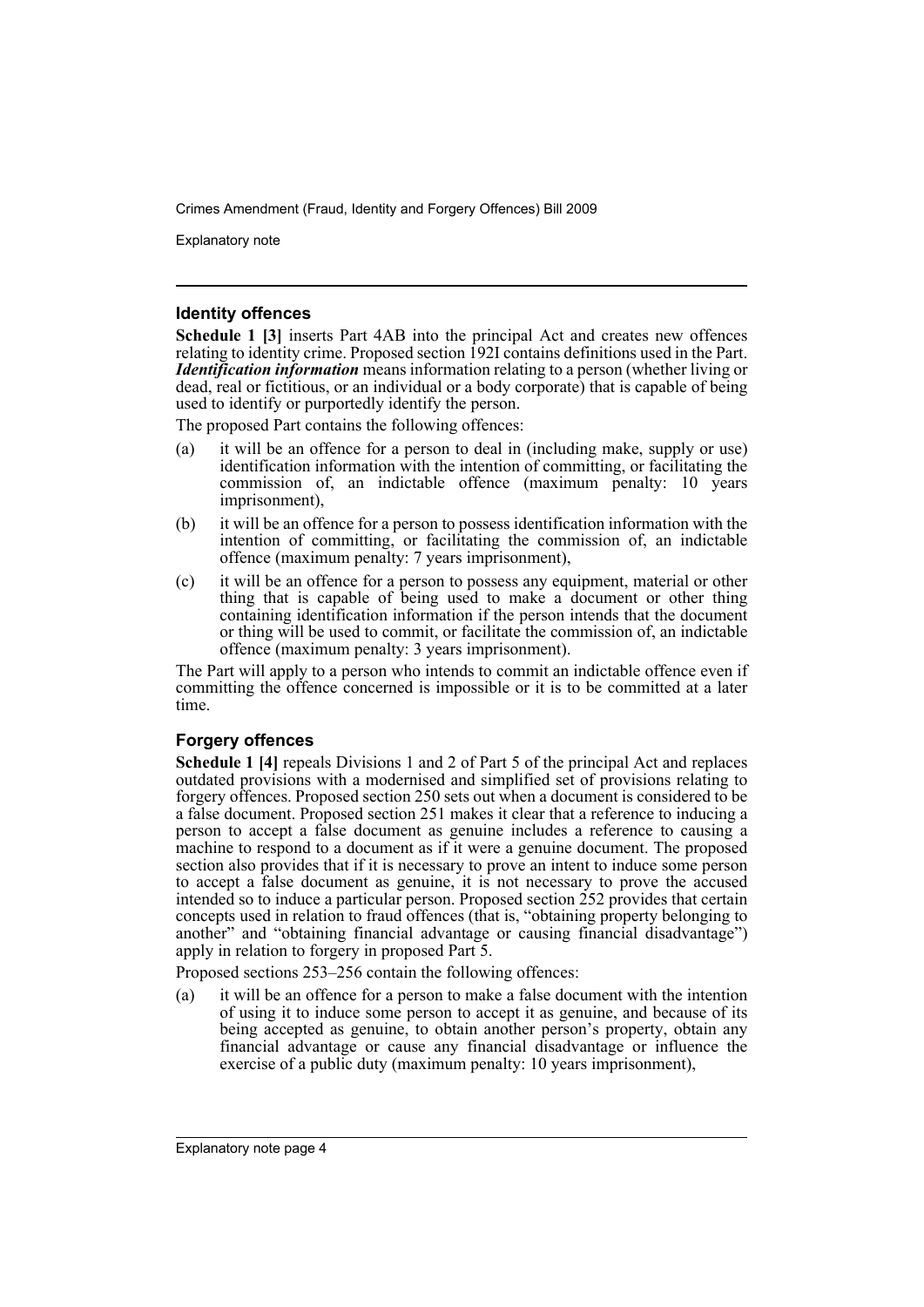### Identity offences

**Schedule 1 [3]** inserts Part 4AB into the principal Act and creates new offences relating to identity crime. Proposed section 192I contains definitions used in the Part. ***Identification information*** means information relating to a person (whether living or dead, real or fictitious, or an individual or a body corporate) that is capable of being used to identify or purportedly identify the person.

The proposed Part contains the following offences:

(a) it will be an offence for a person to deal in (including make, supply or use) identification information with the intention of committing, or facilitating the commission of, an indictable offence (maximum penalty: 10 years imprisonment),

(b) it will be an offence for a person to possess identification information with the intention of committing, or facilitating the commission of, an indictable offence (maximum penalty: 7 years imprisonment),

(c) it will be an offence for a person to possess any equipment, material or other thing that is capable of being used to make a document or other thing containing identification information if the person intends that the document or thing will be used to commit, or facilitate the commission of, an indictable offence (maximum penalty: 3 years imprisonment).

The Part will apply to a person who intends to commit an indictable offence even if committing the offence concerned is impossible or it is to be committed at a later time.

### Forgery offences

**Schedule 1 [4]** repeals Divisions 1 and 2 of Part 5 of the principal Act and replaces outdated provisions with a modernised and simplified set of provisions relating to forgery offences. Proposed section 250 sets out when a document is considered to be a false document. Proposed section 251 makes it clear that a reference to inducing a person to accept a false document as genuine includes a reference to causing a machine to respond to a document as if it were a genuine document. The proposed section also provides that if it is necessary to prove an intent to induce some person to accept a false document as genuine, it is not necessary to prove the accused intended so to induce a particular person. Proposed section 252 provides that certain concepts used in relation to fraud offences (that is, "obtaining property belonging to another" and "obtaining financial advantage or causing financial disadvantage") apply in relation to forgery in proposed Part 5.

Proposed sections 253–256 contain the following offences:

(a) it will be an offence for a person to make a false document with the intention of using it to induce some person to accept it as genuine, and because of its being accepted as genuine, to obtain another person's property, obtain any financial advantage or cause any financial disadvantage or influence the exercise of a public duty (maximum penalty: 10 years imprisonment),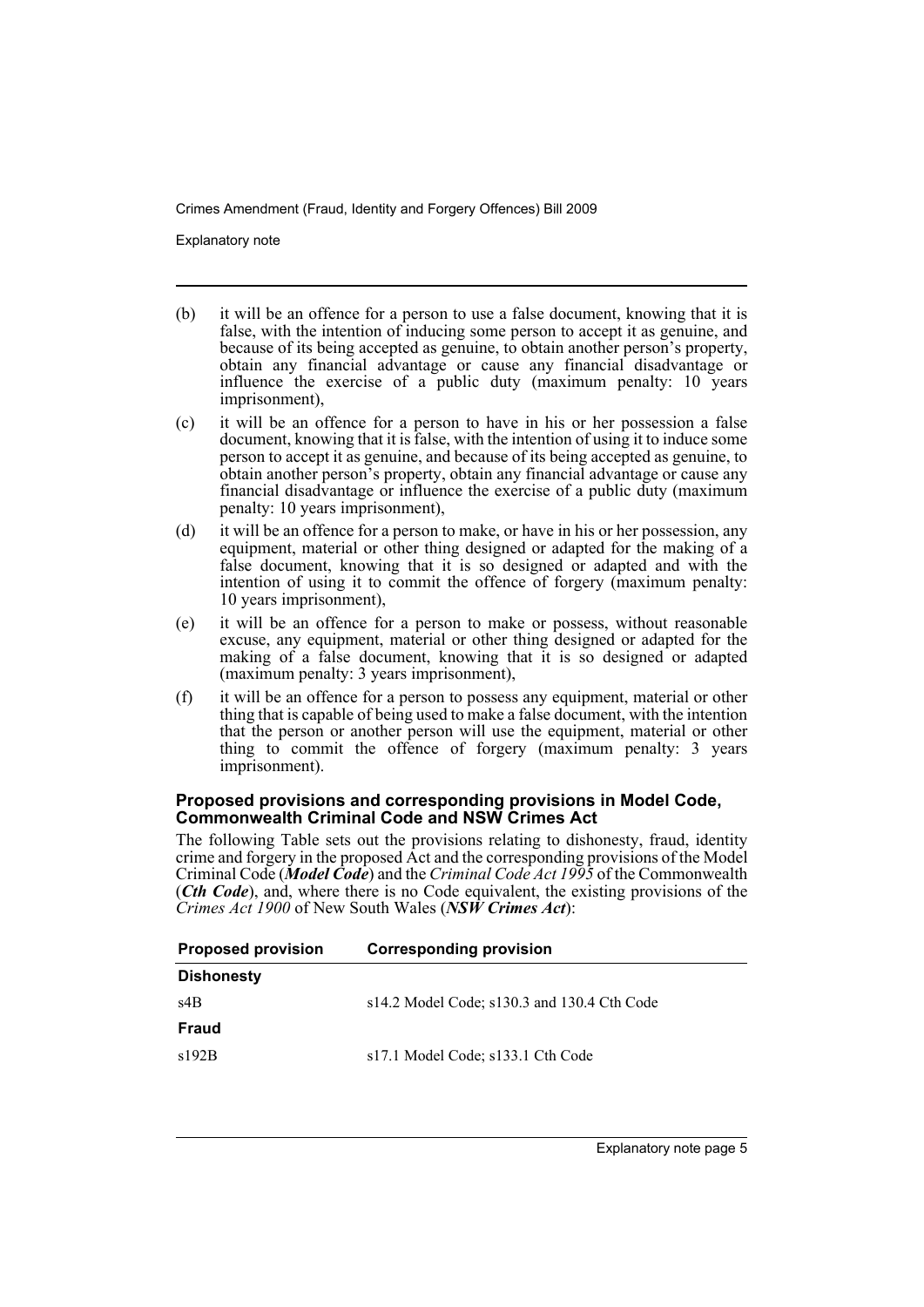(b) it will be an offence for a person to use a false document, knowing that it is false, with the intention of inducing some person to accept it as genuine, and because of its being accepted as genuine, to obtain another person's property, obtain any financial advantage or cause any financial disadvantage or influence the exercise of a public duty (maximum penalty: 10 years imprisonment),

(c) it will be an offence for a person to have in his or her possession a false document, knowing that it is false, with the intention of using it to induce some person to accept it as genuine, and because of its being accepted as genuine, to obtain another person's property, obtain any financial advantage or cause any financial disadvantage or influence the exercise of a public duty (maximum penalty: 10 years imprisonment),

(d) it will be an offence for a person to make, or have in his or her possession, any equipment, material or other thing designed or adapted for the making of a false document, knowing that it is so designed or adapted and with the intention of using it to commit the offence of forgery (maximum penalty: 10 years imprisonment),

(e) it will be an offence for a person to make or possess, without reasonable excuse, any equipment, material or other thing designed or adapted for the making of a false document, knowing that it is so designed or adapted (maximum penalty: 3 years imprisonment),

(f) it will be an offence for a person to possess any equipment, material or other thing that is capable of being used to make a false document, with the intention that the person or another person will use the equipment, material or other thing to commit the offence of forgery (maximum penalty: 3 years imprisonment).

### Proposed provisions and corresponding provisions in Model Code, Commonwealth Criminal Code and NSW Crimes Act

The following Table sets out the provisions relating to dishonesty, fraud, identity crime and forgery in the proposed Act and the corresponding provisions of the Model Criminal Code (***Model Code***) and the *Criminal Code Act 1995* of the Commonwealth (***Cth Code***), and, where there is no Code equivalent, the existing provisions of the *Crimes Act 1900* of New South Wales (***NSW Crimes Act***):

| Proposed provision | Corresponding provision |
|---|---|
| **Dishonesty** | |
| s4B | s14.2 Model Code; s130.3 and 130.4 Cth Code |
| **Fraud** | |
| s192B | s17.1 Model Code; s133.1 Cth Code |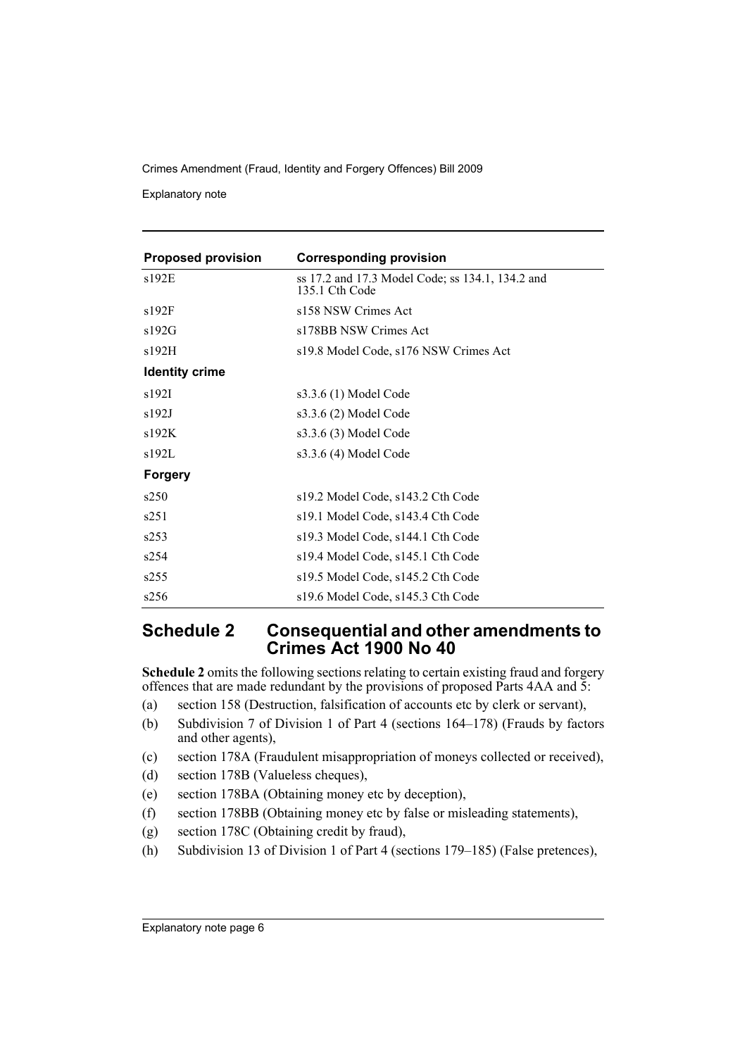| Proposed provision | Corresponding provision |
|---|---|
| s192E | ss 17.2 and 17.3 Model Code; ss 134.1, 134.2 and 135.1 Cth Code |
| s192F | s158 NSW Crimes Act |
| s192G | s178BB NSW Crimes Act |
| s192H | s19.8 Model Code, s176 NSW Crimes Act |
| **Identity crime** | |
| s192I | s3.3.6 (1) Model Code |
| s192J | s3.3.6 (2) Model Code |
| s192K | s3.3.6 (3) Model Code |
| s192L | s3.3.6 (4) Model Code |
| **Forgery** | |
| s250 | s19.2 Model Code, s143.2 Cth Code |
| s251 | s19.1 Model Code, s143.4 Cth Code |
| s253 | s19.3 Model Code, s144.1 Cth Code |
| s254 | s19.4 Model Code, s145.1 Cth Code |
| s255 | s19.5 Model Code, s145.2 Cth Code |
| s256 | s19.6 Model Code, s145.3 Cth Code |

## Schedule 2 Consequential and other amendments to Crimes Act 1900 No 40

**Schedule 2** omits the following sections relating to certain existing fraud and forgery offences that are made redundant by the provisions of proposed Parts 4AA and 5:

(a) section 158 (Destruction, falsification of accounts etc by clerk or servant),

(b) Subdivision 7 of Division 1 of Part 4 (sections 164–178) (Frauds by factors and other agents),

(c) section 178A (Fraudulent misappropriation of moneys collected or received),

(d) section 178B (Valueless cheques),

(e) section 178BA (Obtaining money etc by deception),

(f) section 178BB (Obtaining money etc by false or misleading statements),

(g) section 178C (Obtaining credit by fraud),

(h) Subdivision 13 of Division 1 of Part 4 (sections 179–185) (False pretences),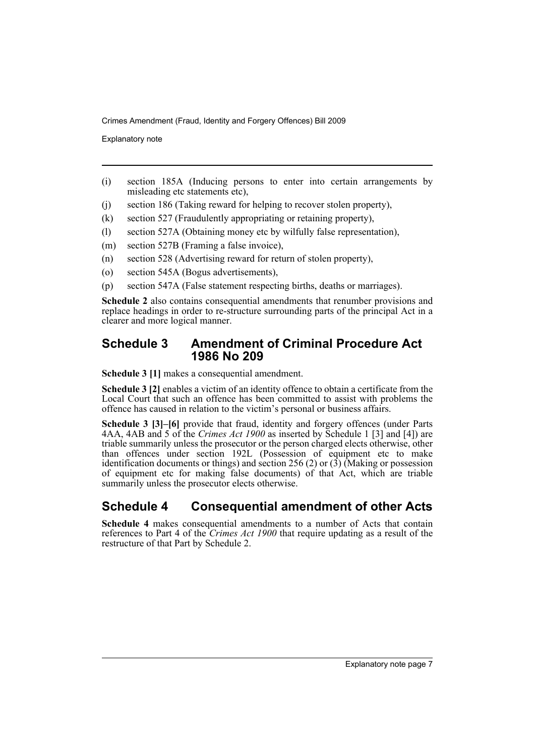(i) section 185A (Inducing persons to enter into certain arrangements by misleading etc statements etc),

(j) section 186 (Taking reward for helping to recover stolen property),

(k) section 527 (Fraudulently appropriating or retaining property),

(l) section 527A (Obtaining money etc by wilfully false representation),

(m) section 527B (Framing a false invoice),

(n) section 528 (Advertising reward for return of stolen property),

(o) section 545A (Bogus advertisements),

(p) section 547A (False statement respecting births, deaths or marriages).

**Schedule 2** also contains consequential amendments that renumber provisions and replace headings in order to re-structure surrounding parts of the principal Act in a clearer and more logical manner.

## Schedule 3 Amendment of Criminal Procedure Act 1986 No 209

**Schedule 3 [1]** makes a consequential amendment.

**Schedule 3 [2]** enables a victim of an identity offence to obtain a certificate from the Local Court that such an offence has been committed to assist with problems the offence has caused in relation to the victim's personal or business affairs.

**Schedule 3 [3]–[6]** provide that fraud, identity and forgery offences (under Parts 4AA, 4AB and 5 of the *Crimes Act 1900* as inserted by Schedule 1 [3] and [4]) are triable summarily unless the prosecutor or the person charged elects otherwise, other than offences under section 192L (Possession of equipment etc to make identification documents or things) and section 256 (2) or (3) (Making or possession of equipment etc for making false documents) of that Act, which are triable summarily unless the prosecutor elects otherwise.

## Schedule 4 Consequential amendment of other Acts

**Schedule 4** makes consequential amendments to a number of Acts that contain references to Part 4 of the *Crimes Act 1900* that require updating as a result of the restructure of that Part by Schedule 2.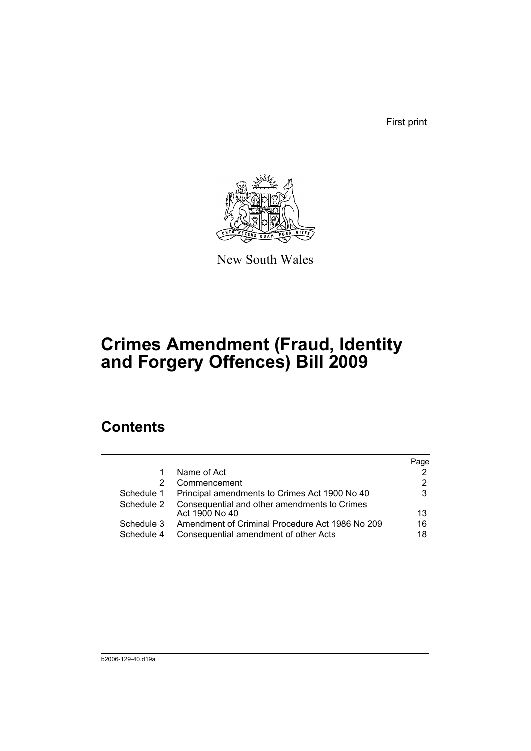First print

New South Wales

# Crimes Amendment (Fraud, Identity and Forgery Offences) Bill 2009

## Contents

| | | Page |
|---|---|---|
| 1 | Name of Act | 2 |
| 2 | Commencement | 2 |
| Schedule 1 | Principal amendments to Crimes Act 1900 No 40 | 3 |
| Schedule 2 | Consequential and other amendments to Crimes Act 1900 No 40 | 13 |
| Schedule 3 | Amendment of Criminal Procedure Act 1986 No 209 | 16 |
| Schedule 4 | Consequential amendment of other Acts | 18 |

b2006-129-40.d19a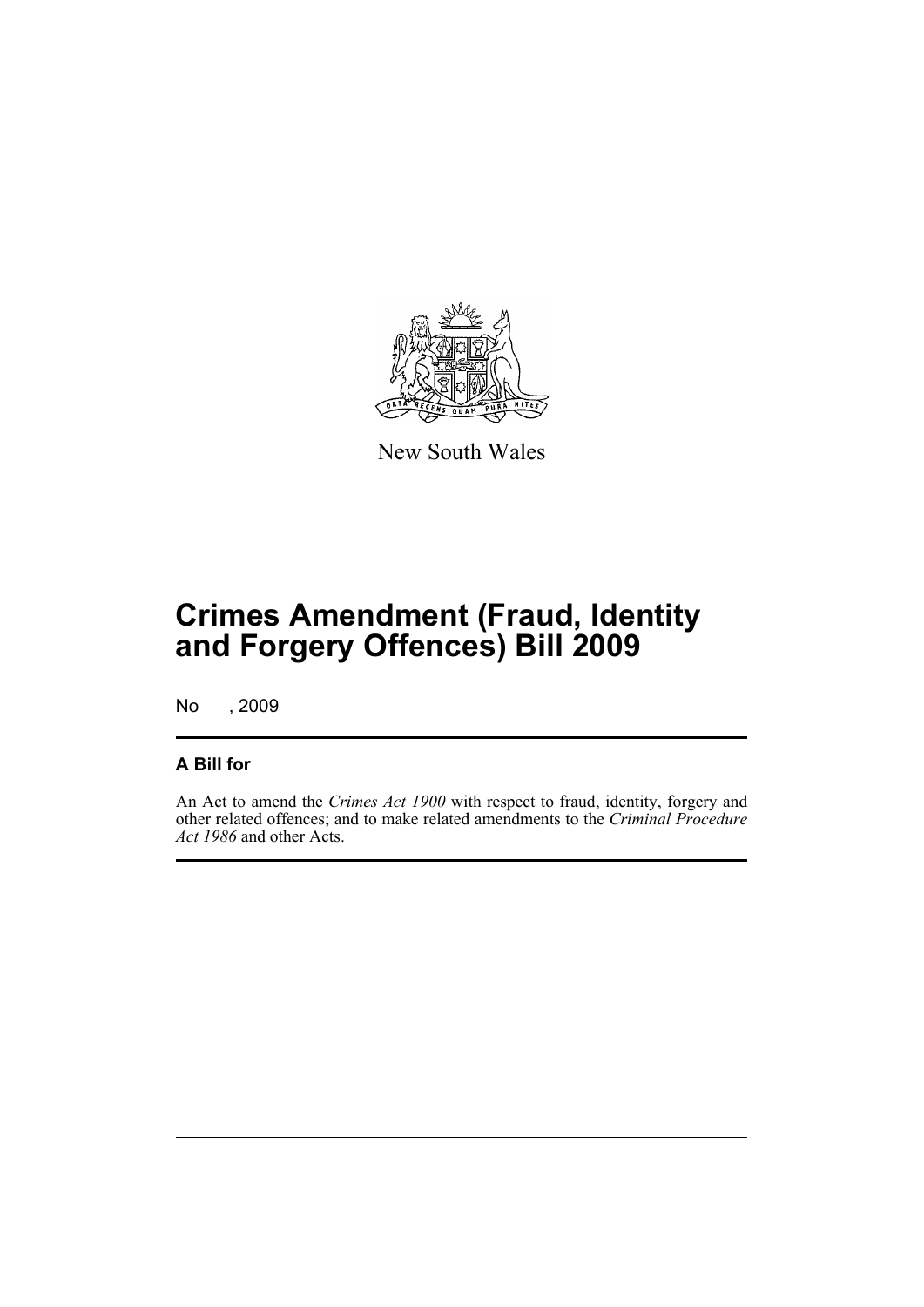New South Wales

# Crimes Amendment (Fraud, Identity and Forgery Offences) Bill 2009

No , 2009

## A Bill for

An Act to amend the *Crimes Act 1900* with respect to fraud, identity, forgery and other related offences; and to make related amendments to the *Criminal Procedure Act 1986* and other Acts.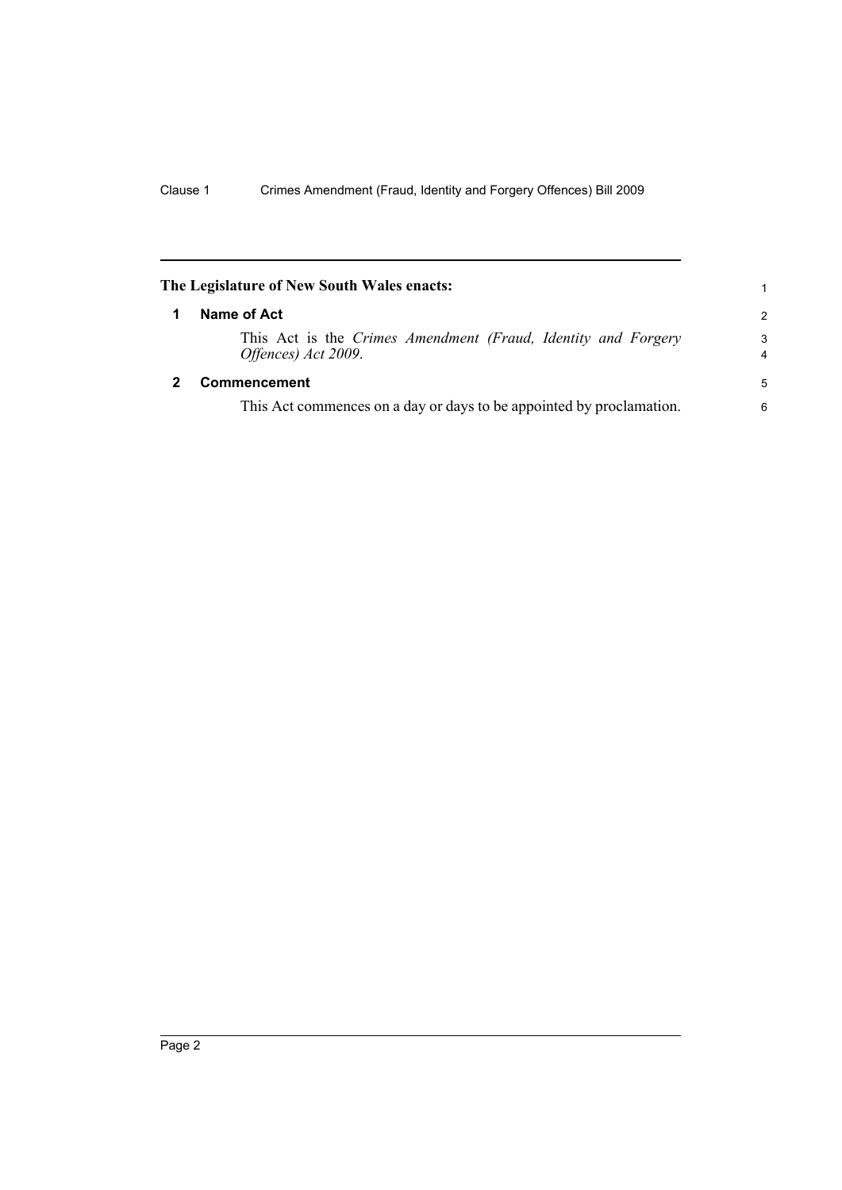**The Legislature of New South Wales enacts:**

## 1 Name of Act

This Act is the *Crimes Amendment (Fraud, Identity and Forgery Offences) Act 2009*.

## 2 Commencement

This Act commences on a day or days to be appointed by proclamation.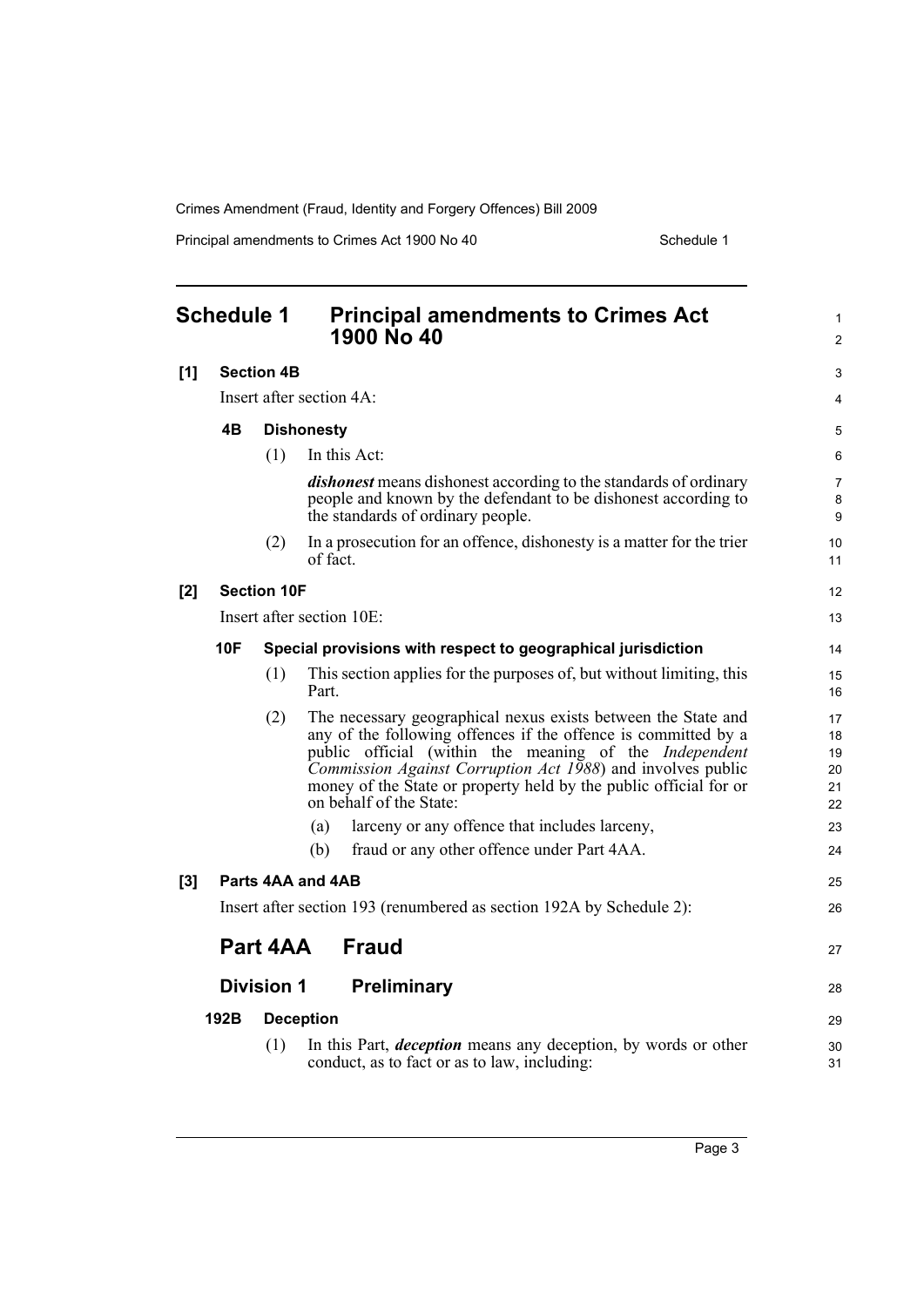# Schedule 1 Principal amendments to Crimes Act 1900 No 40

**[1] Section 4B**

Insert after section 4A:

### 4B Dishonesty

(1) In this Act:

***dishonest*** means dishonest according to the standards of ordinary people and known by the defendant to be dishonest according to the standards of ordinary people.

(2) In a prosecution for an offence, dishonesty is a matter for the trier of fact.

**[2] Section 10F**

Insert after section 10E:

### 10F Special provisions with respect to geographical jurisdiction

(1) This section applies for the purposes of, but without limiting, this Part.

(2) The necessary geographical nexus exists between the State and any of the following offences if the offence is committed by a public official (within the meaning of the *Independent Commission Against Corruption Act 1988*) and involves public money of the State or property held by the public official for or on behalf of the State:

(a) larceny or any offence that includes larceny,

(b) fraud or any other offence under Part 4AA.

**[3] Parts 4AA and 4AB**

Insert after section 193 (renumbered as section 192A by Schedule 2):

## Part 4AA Fraud

## Division 1 Preliminary

### 192B Deception

(1) In this Part, ***deception*** means any deception, by words or other conduct, as to fact or as to law, including: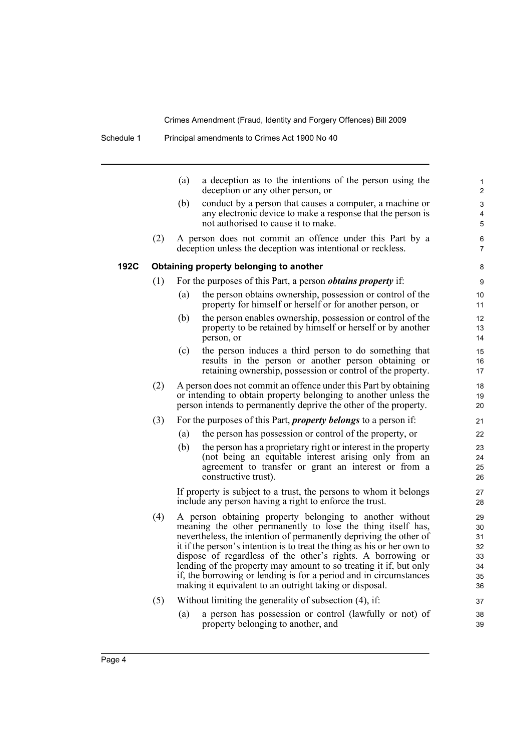(a) a deception as to the intentions of the person using the deception or any other person, or

(b) conduct by a person that causes a computer, a machine or any electronic device to make a response that the person is not authorised to cause it to make.

(2) A person does not commit an offence under this Part by a deception unless the deception was intentional or reckless.

### 192C Obtaining property belonging to another

(1) For the purposes of this Part, a person ***obtains property*** if:

(a) the person obtains ownership, possession or control of the property for himself or herself or for another person, or

(b) the person enables ownership, possession or control of the property to be retained by himself or herself or by another person, or

(c) the person induces a third person to do something that results in the person or another person obtaining or retaining ownership, possession or control of the property.

(2) A person does not commit an offence under this Part by obtaining or intending to obtain property belonging to another unless the person intends to permanently deprive the other of the property.

(3) For the purposes of this Part, ***property belongs*** to a person if:

(a) the person has possession or control of the property, or

(b) the person has a proprietary right or interest in the property (not being an equitable interest arising only from an agreement to transfer or grant an interest or from a constructive trust).

If property is subject to a trust, the persons to whom it belongs include any person having a right to enforce the trust.

(4) A person obtaining property belonging to another without meaning the other permanently to lose the thing itself has, nevertheless, the intention of permanently depriving the other of it if the person's intention is to treat the thing as his or her own to dispose of regardless of the other's rights. A borrowing or lending of the property may amount to so treating it if, but only if, the borrowing or lending is for a period and in circumstances making it equivalent to an outright taking or disposal.

(5) Without limiting the generality of subsection (4), if:

(a) a person has possession or control (lawfully or not) of property belonging to another, and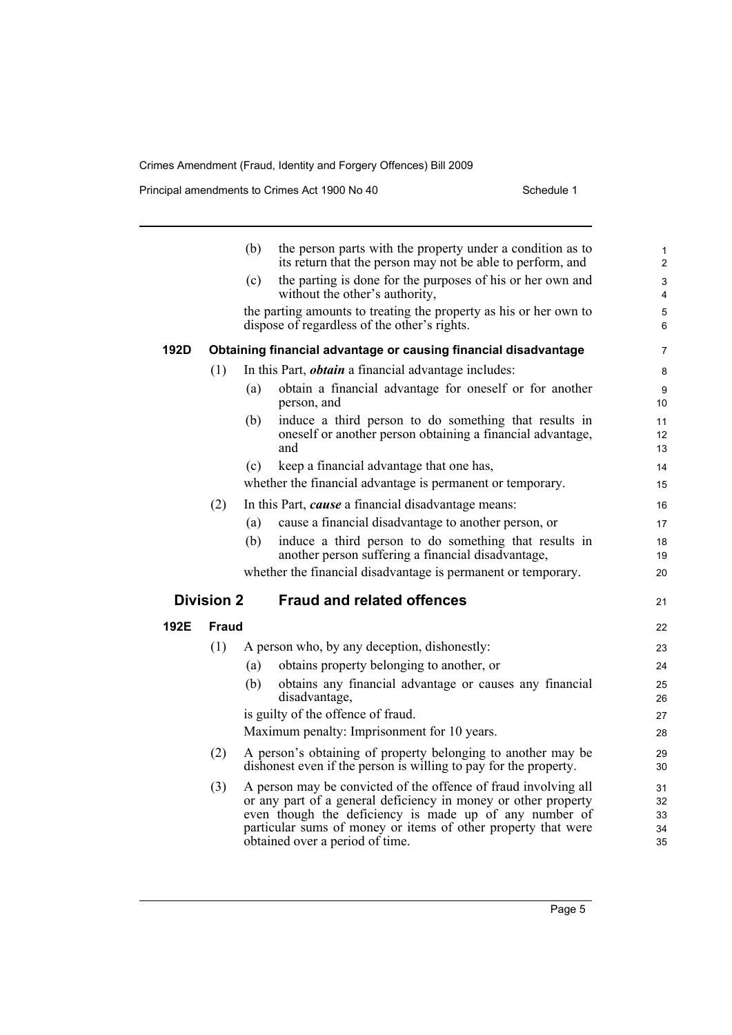(b) the person parts with the property under a condition as to its return that the person may not be able to perform, and

(c) the parting is done for the purposes of his or her own and without the other's authority,

the parting amounts to treating the property as his or her own to dispose of regardless of the other's rights.

### 192D Obtaining financial advantage or causing financial disadvantage

(1) In this Part, ***obtain*** a financial advantage includes:

(a) obtain a financial advantage for oneself or for another person, and

(b) induce a third person to do something that results in oneself or another person obtaining a financial advantage, and

(c) keep a financial advantage that one has,

whether the financial advantage is permanent or temporary.

(2) In this Part, ***cause*** a financial disadvantage means:

(a) cause a financial disadvantage to another person, or

(b) induce a third person to do something that results in another person suffering a financial disadvantage,

whether the financial disadvantage is permanent or temporary.

## Division 2 Fraud and related offences

### 192E Fraud

(1) A person who, by any deception, dishonestly:

(a) obtains property belonging to another, or

(b) obtains any financial advantage or causes any financial disadvantage,

is guilty of the offence of fraud.

Maximum penalty: Imprisonment for 10 years.

(2) A person's obtaining of property belonging to another may be dishonest even if the person is willing to pay for the property.

(3) A person may be convicted of the offence of fraud involving all or any part of a general deficiency in money or other property even though the deficiency is made up of any number of particular sums of money or items of other property that were obtained over a period of time.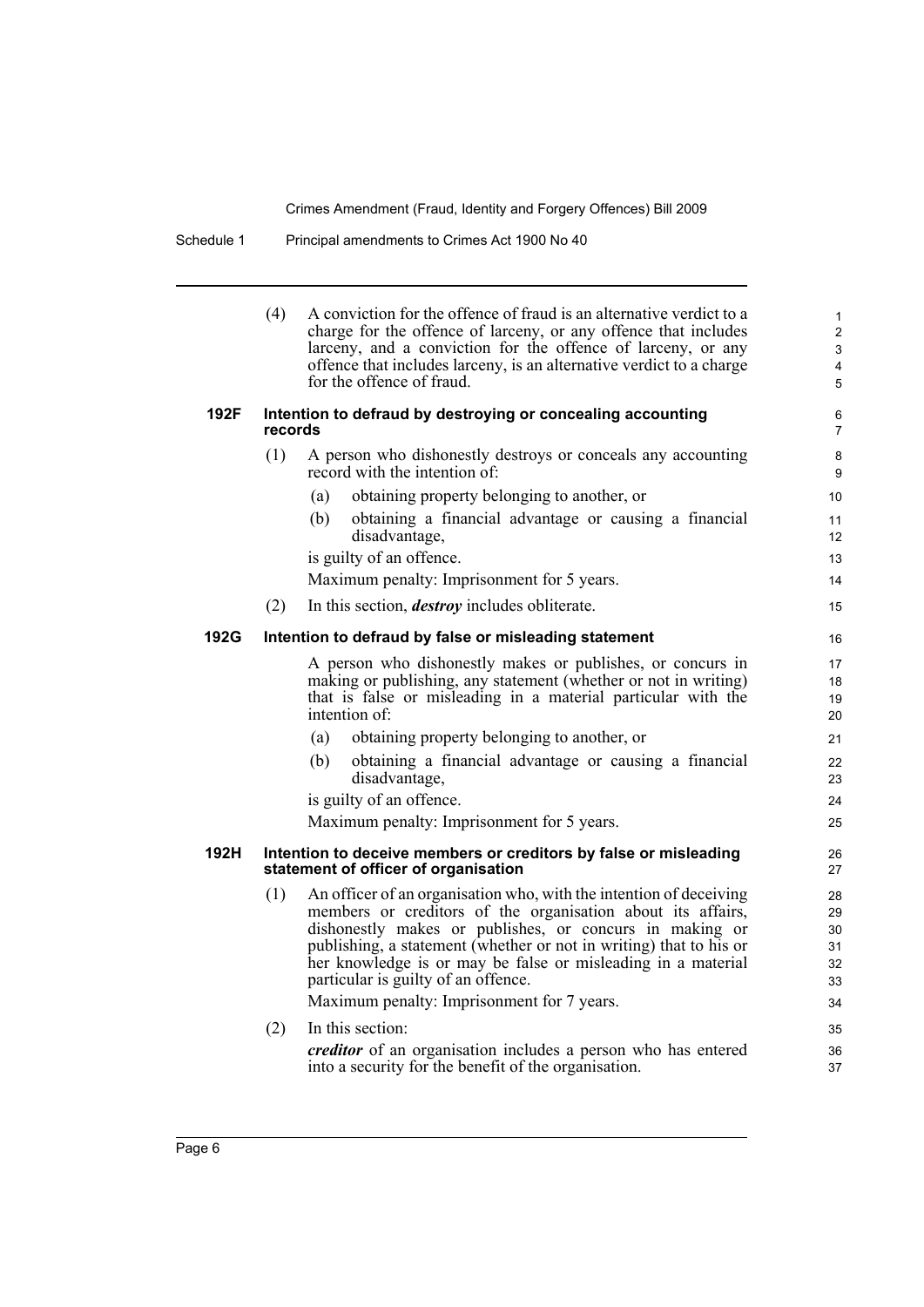(4) A conviction for the offence of fraud is an alternative verdict to a charge for the offence of larceny, or any offence that includes larceny, and a conviction for the offence of larceny, or any offence that includes larceny, is an alternative verdict to a charge for the offence of fraud.

### 192F Intention to defraud by destroying or concealing accounting records

(1) A person who dishonestly destroys or conceals any accounting record with the intention of:

- (a) obtaining property belonging to another, or
- (b) obtaining a financial advantage or causing a financial disadvantage,

is guilty of an offence.

Maximum penalty: Imprisonment for 5 years.

(2) In this section, ***destroy*** includes obliterate.

### 192G Intention to defraud by false or misleading statement

A person who dishonestly makes or publishes, or concurs in making or publishing, any statement (whether or not in writing) that is false or misleading in a material particular with the intention of:

- (a) obtaining property belonging to another, or
- (b) obtaining a financial advantage or causing a financial disadvantage,

is guilty of an offence.

Maximum penalty: Imprisonment for 5 years.

### 192H Intention to deceive members or creditors by false or misleading statement of officer of organisation

(1) An officer of an organisation who, with the intention of deceiving members or creditors of the organisation about its affairs, dishonestly makes or publishes, or concurs in making or publishing, a statement (whether or not in writing) that to his or her knowledge is or may be false or misleading in a material particular is guilty of an offence.

Maximum penalty: Imprisonment for 7 years.

(2) In this section:

***creditor*** of an organisation includes a person who has entered into a security for the benefit of the organisation.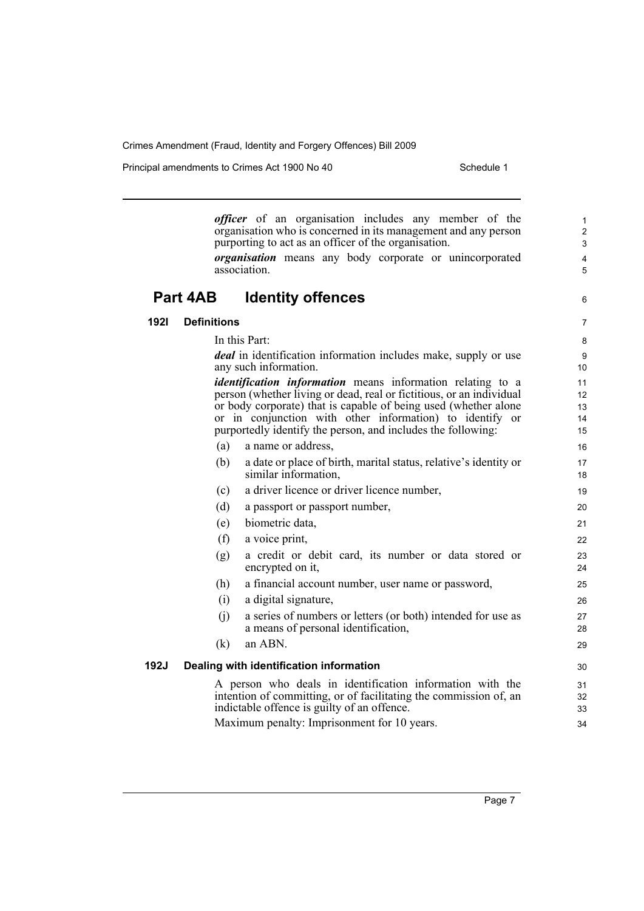***officer*** of an organisation includes any member of the organisation who is concerned in its management and any person purporting to act as an officer of the organisation.

***organisation*** means any body corporate or unincorporated association.

## Part 4AB Identity offences

### 192I Definitions

In this Part:

***deal*** in identification information includes make, supply or use any such information.

***identification information*** means information relating to a person (whether living or dead, real or fictitious, or an individual or body corporate) that is capable of being used (whether alone or in conjunction with other information) to identify or purportedly identify the person, and includes the following:

(a) a name or address,

(b) a date or place of birth, marital status, relative's identity or similar information,

(c) a driver licence or driver licence number,

(d) a passport or passport number,

(e) biometric data,

(f) a voice print,

(g) a credit or debit card, its number or data stored or encrypted on it,

(h) a financial account number, user name or password,

(i) a digital signature,

(j) a series of numbers or letters (or both) intended for use as a means of personal identification,

(k) an ABN.

### 192J Dealing with identification information

A person who deals in identification information with the intention of committing, or of facilitating the commission of, an indictable offence is guilty of an offence.

Maximum penalty: Imprisonment for 10 years.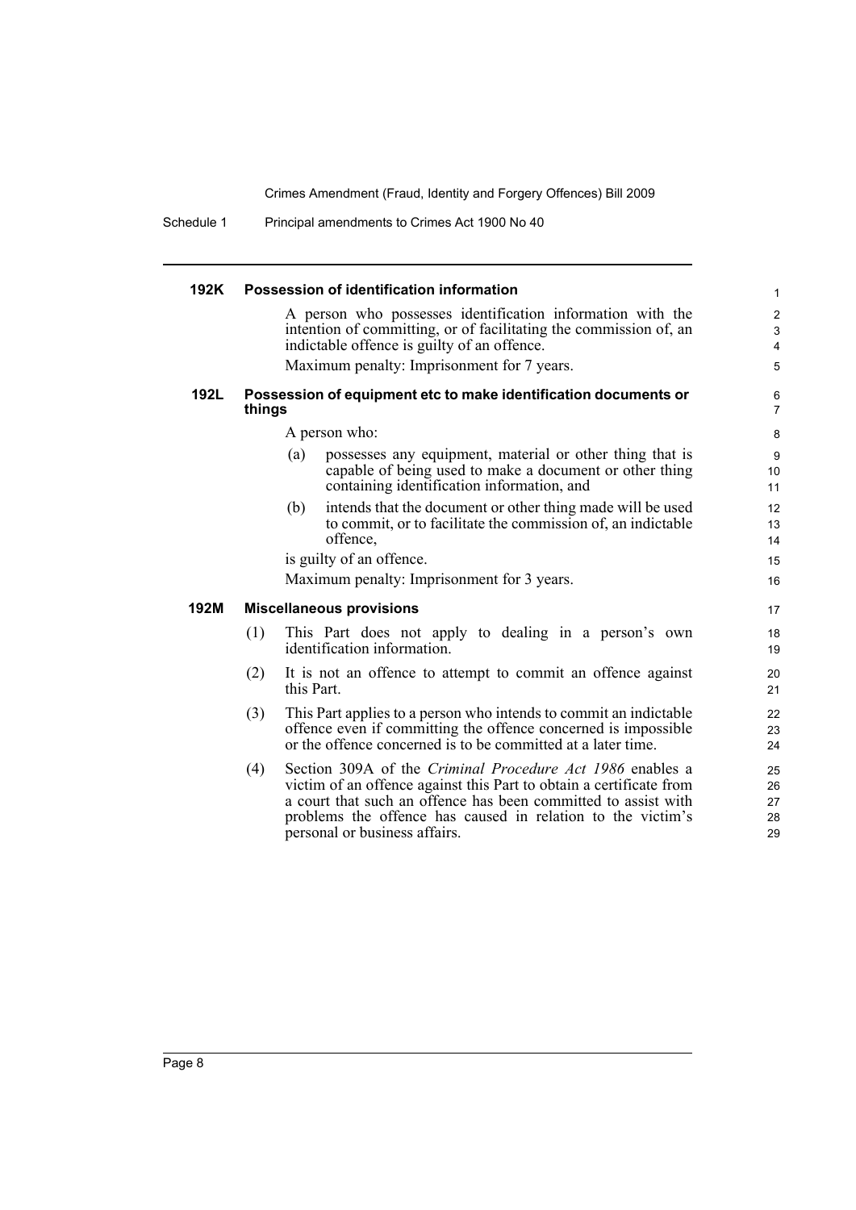### 192K Possession of identification information

A person who possesses identification information with the intention of committing, or of facilitating the commission of, an indictable offence is guilty of an offence.

Maximum penalty: Imprisonment for 7 years.

### 192L Possession of equipment etc to make identification documents or things

A person who:

(a) possesses any equipment, material or other thing that is capable of being used to make a document or other thing containing identification information, and

(b) intends that the document or other thing made will be used to commit, or to facilitate the commission of, an indictable offence,

is guilty of an offence.

Maximum penalty: Imprisonment for 3 years.

### 192M Miscellaneous provisions

(1) This Part does not apply to dealing in a person's own identification information.

(2) It is not an offence to attempt to commit an offence against this Part.

(3) This Part applies to a person who intends to commit an indictable offence even if committing the offence concerned is impossible or the offence concerned is to be committed at a later time.

(4) Section 309A of the *Criminal Procedure Act 1986* enables a victim of an offence against this Part to obtain a certificate from a court that such an offence has been committed to assist with problems the offence has caused in relation to the victim's personal or business affairs.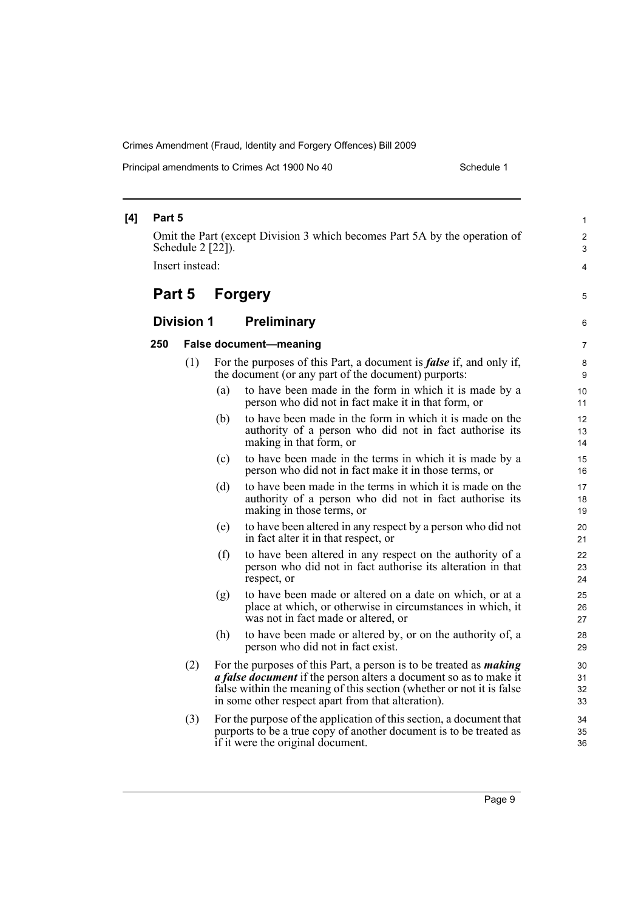**[4] Part 5**

Omit the Part (except Division 3 which becomes Part 5A by the operation of Schedule 2 [22]).

Insert instead:

# Part 5 Forgery

## Division 1 Preliminary

### 250 False document—meaning

(1) For the purposes of this Part, a document is ***false*** if, and only if, the document (or any part of the document) purports:

- (a) to have been made in the form in which it is made by a person who did not in fact make it in that form, or
- (b) to have been made in the form in which it is made on the authority of a person who did not in fact authorise its making in that form, or
- (c) to have been made in the terms in which it is made by a person who did not in fact make it in those terms, or
- (d) to have been made in the terms in which it is made on the authority of a person who did not in fact authorise its making in those terms, or
- (e) to have been altered in any respect by a person who did not in fact alter it in that respect, or
- (f) to have been altered in any respect on the authority of a person who did not in fact authorise its alteration in that respect, or
- (g) to have been made or altered on a date on which, or at a place at which, or otherwise in circumstances in which, it was not in fact made or altered, or
- (h) to have been made or altered by, or on the authority of, a person who did not in fact exist.

(2) For the purposes of this Part, a person is to be treated as ***making a false document*** if the person alters a document so as to make it false within the meaning of this section (whether or not it is false in some other respect apart from that alteration).

(3) For the purpose of the application of this section, a document that purports to be a true copy of another document is to be treated as if it were the original document.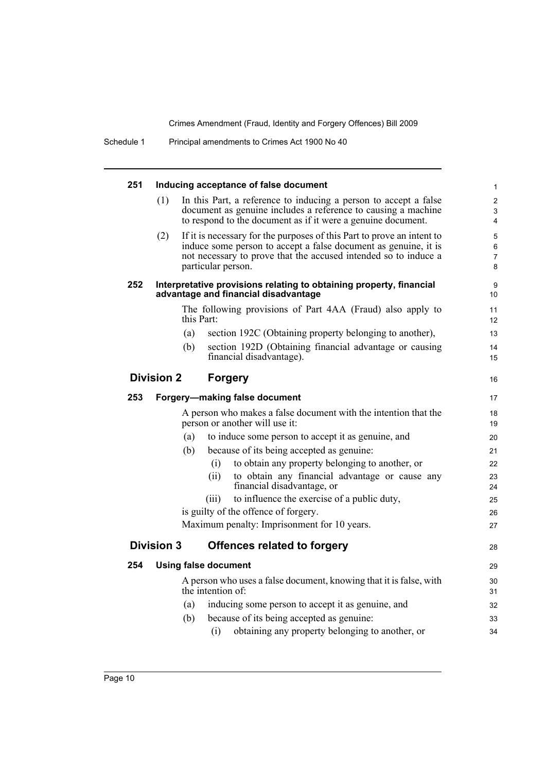### 251 Inducing acceptance of false document

(1) In this Part, a reference to inducing a person to accept a false document as genuine includes a reference to causing a machine to respond to the document as if it were a genuine document.

(2) If it is necessary for the purposes of this Part to prove an intent to induce some person to accept a false document as genuine, it is not necessary to prove that the accused intended so to induce a particular person.

### 252 Interpretative provisions relating to obtaining property, financial advantage and financial disadvantage

The following provisions of Part 4AA (Fraud) also apply to this Part:

(a) section 192C (Obtaining property belonging to another),

(b) section 192D (Obtaining financial advantage or causing financial disadvantage).

## Division 2 Forgery

### 253 Forgery—making false document

A person who makes a false document with the intention that the person or another will use it:

(a) to induce some person to accept it as genuine, and

(b) because of its being accepted as genuine:

(i) to obtain any property belonging to another, or

(ii) to obtain any financial advantage or cause any financial disadvantage, or

(iii) to influence the exercise of a public duty,

is guilty of the offence of forgery.

Maximum penalty: Imprisonment for 10 years.

## Division 3 Offences related to forgery

### 254 Using false document

A person who uses a false document, knowing that it is false, with the intention of:

(a) inducing some person to accept it as genuine, and

(b) because of its being accepted as genuine:

(i) obtaining any property belonging to another, or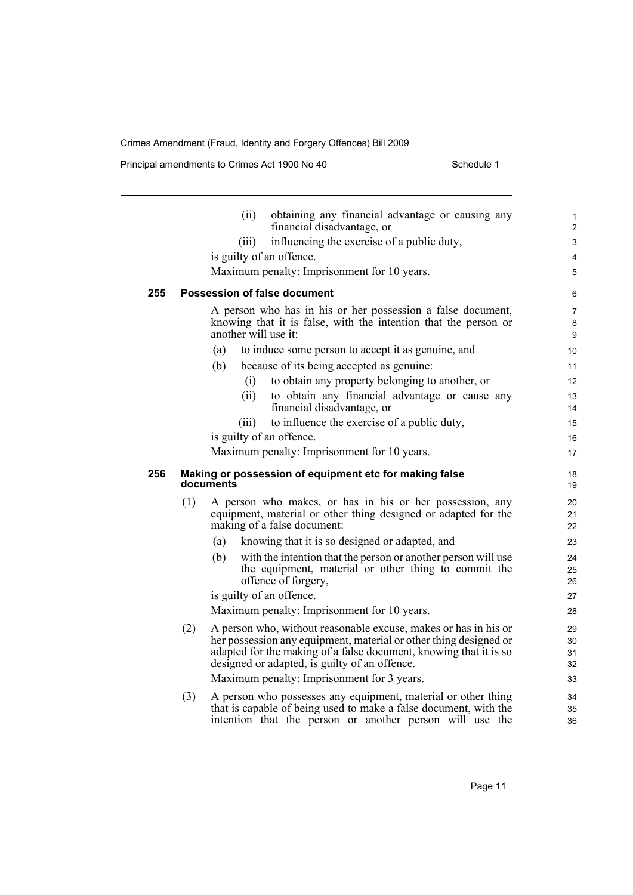(ii) obtaining any financial advantage or causing any financial disadvantage, or

(iii) influencing the exercise of a public duty,

is guilty of an offence.

Maximum penalty: Imprisonment for 10 years.

### 255 Possession of false document

A person who has in his or her possession a false document, knowing that it is false, with the intention that the person or another will use it:

(a) to induce some person to accept it as genuine, and

(b) because of its being accepted as genuine:

(i) to obtain any property belonging to another, or

(ii) to obtain any financial advantage or cause any financial disadvantage, or

(iii) to influence the exercise of a public duty,

is guilty of an offence.

Maximum penalty: Imprisonment for 10 years.

### 256 Making or possession of equipment etc for making false documents

(1) A person who makes, or has in his or her possession, any equipment, material or other thing designed or adapted for the making of a false document:

(a) knowing that it is so designed or adapted, and

(b) with the intention that the person or another person will use the equipment, material or other thing to commit the offence of forgery,

is guilty of an offence.

Maximum penalty: Imprisonment for 10 years.

(2) A person who, without reasonable excuse, makes or has in his or her possession any equipment, material or other thing designed or adapted for the making of a false document, knowing that it is so designed or adapted, is guilty of an offence.

Maximum penalty: Imprisonment for 3 years.

(3) A person who possesses any equipment, material or other thing that is capable of being used to make a false document, with the intention that the person or another person will use the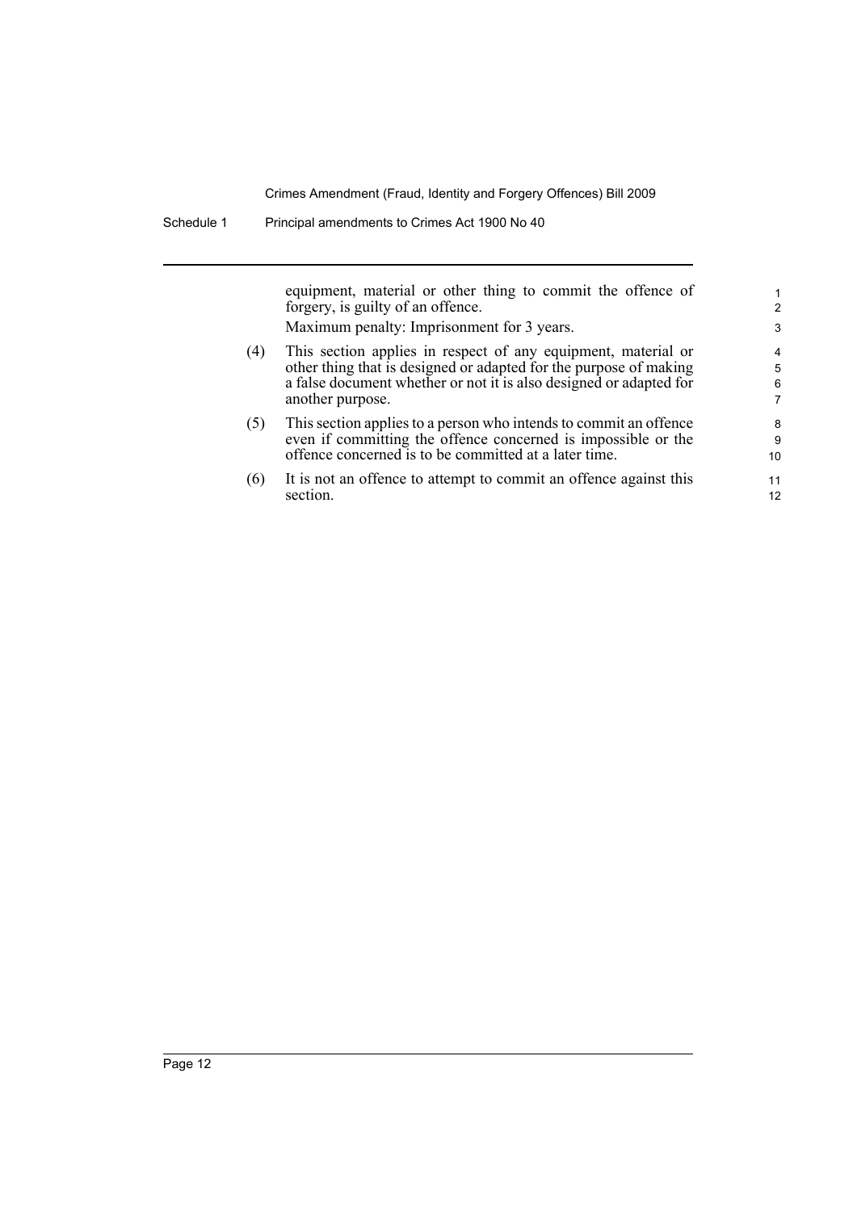equipment, material or other thing to commit the offence of forgery, is guilty of an offence.

Maximum penalty: Imprisonment for 3 years.

(4) This section applies in respect of any equipment, material or other thing that is designed or adapted for the purpose of making a false document whether or not it is also designed or adapted for another purpose.

(5) This section applies to a person who intends to commit an offence even if committing the offence concerned is impossible or the offence concerned is to be committed at a later time.

(6) It is not an offence to attempt to commit an offence against this section.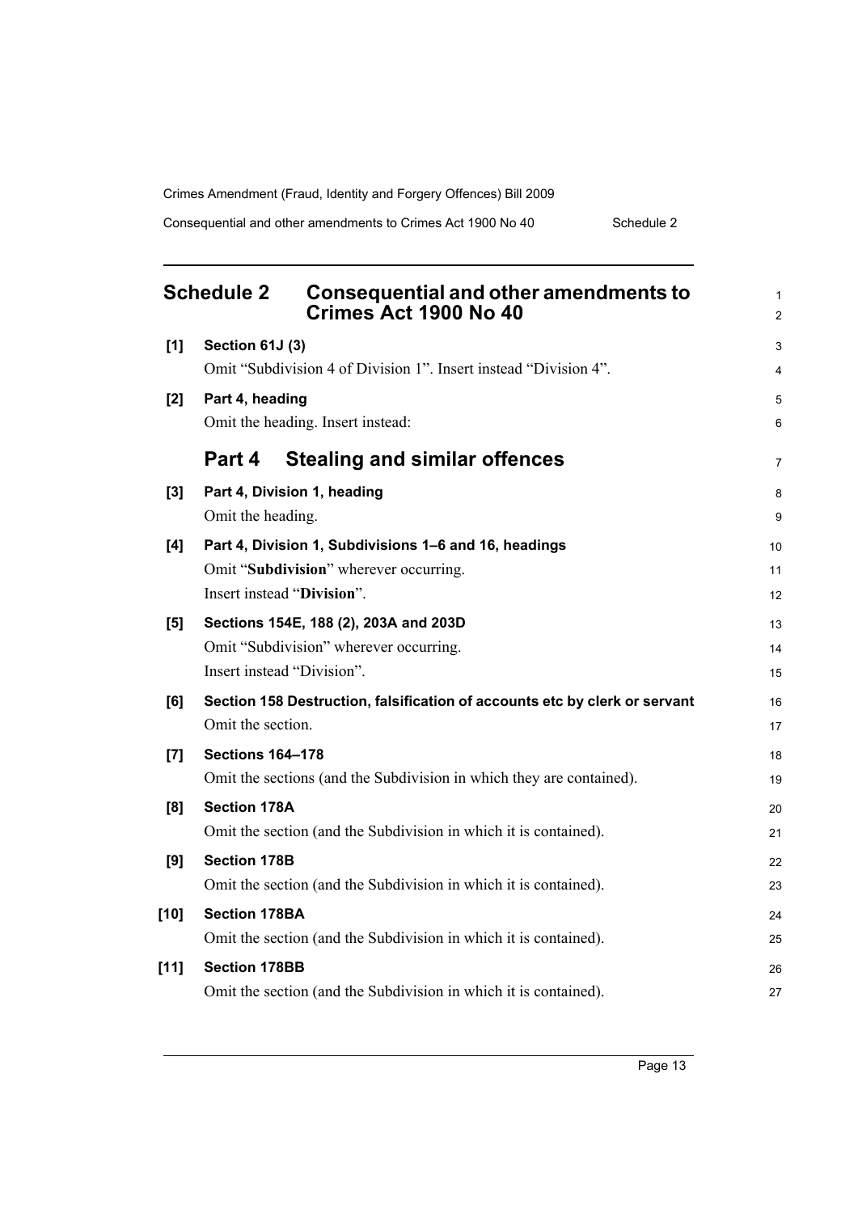## Schedule 2 Consequential and other amendments to Crimes Act 1900 No 40

**[1] Section 61J (3)**

Omit "Subdivision 4 of Division 1". Insert instead "Division 4".

**[2] Part 4, heading**

Omit the heading. Insert instead:

### Part 4 Stealing and similar offences

**[3] Part 4, Division 1, heading**

Omit the heading.

**[4] Part 4, Division 1, Subdivisions 1–6 and 16, headings**

Omit "**Subdivision**" wherever occurring.

Insert instead "**Division**".

**[5] Sections 154E, 188 (2), 203A and 203D**

Omit "Subdivision" wherever occurring.

Insert instead "Division".

**[6] Section 158 Destruction, falsification of accounts etc by clerk or servant**

Omit the section.

**[7] Sections 164–178**

Omit the sections (and the Subdivision in which they are contained).

**[8] Section 178A**

Omit the section (and the Subdivision in which it is contained).

**[9] Section 178B**

Omit the section (and the Subdivision in which it is contained).

**[10] Section 178BA**

Omit the section (and the Subdivision in which it is contained).

**[11] Section 178BB**

Omit the section (and the Subdivision in which it is contained).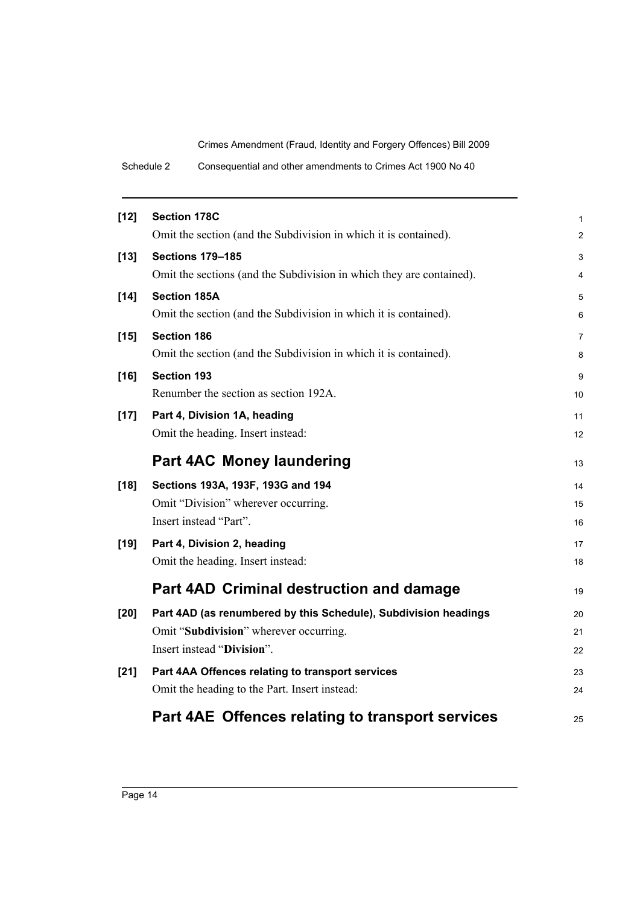**[12] Section 178C**

Omit the section (and the Subdivision in which it is contained).

**[13] Sections 179–185**

Omit the sections (and the Subdivision in which they are contained).

**[14] Section 185A**

Omit the section (and the Subdivision in which it is contained).

**[15] Section 186**

Omit the section (and the Subdivision in which it is contained).

**[16] Section 193**

Renumber the section as section 192A.

**[17] Part 4, Division 1A, heading**

Omit the heading. Insert instead:

## Part 4AC Money laundering

**[18] Sections 193A, 193F, 193G and 194**

Omit "Division" wherever occurring.

Insert instead "Part".

**[19] Part 4, Division 2, heading**

Omit the heading. Insert instead:

## Part 4AD Criminal destruction and damage

**[20] Part 4AD (as renumbered by this Schedule), Subdivision headings**

Omit "**Subdivision**" wherever occurring.

Insert instead "**Division**".

**[21] Part 4AA Offences relating to transport services**

Omit the heading to the Part. Insert instead:

## Part 4AE Offences relating to transport services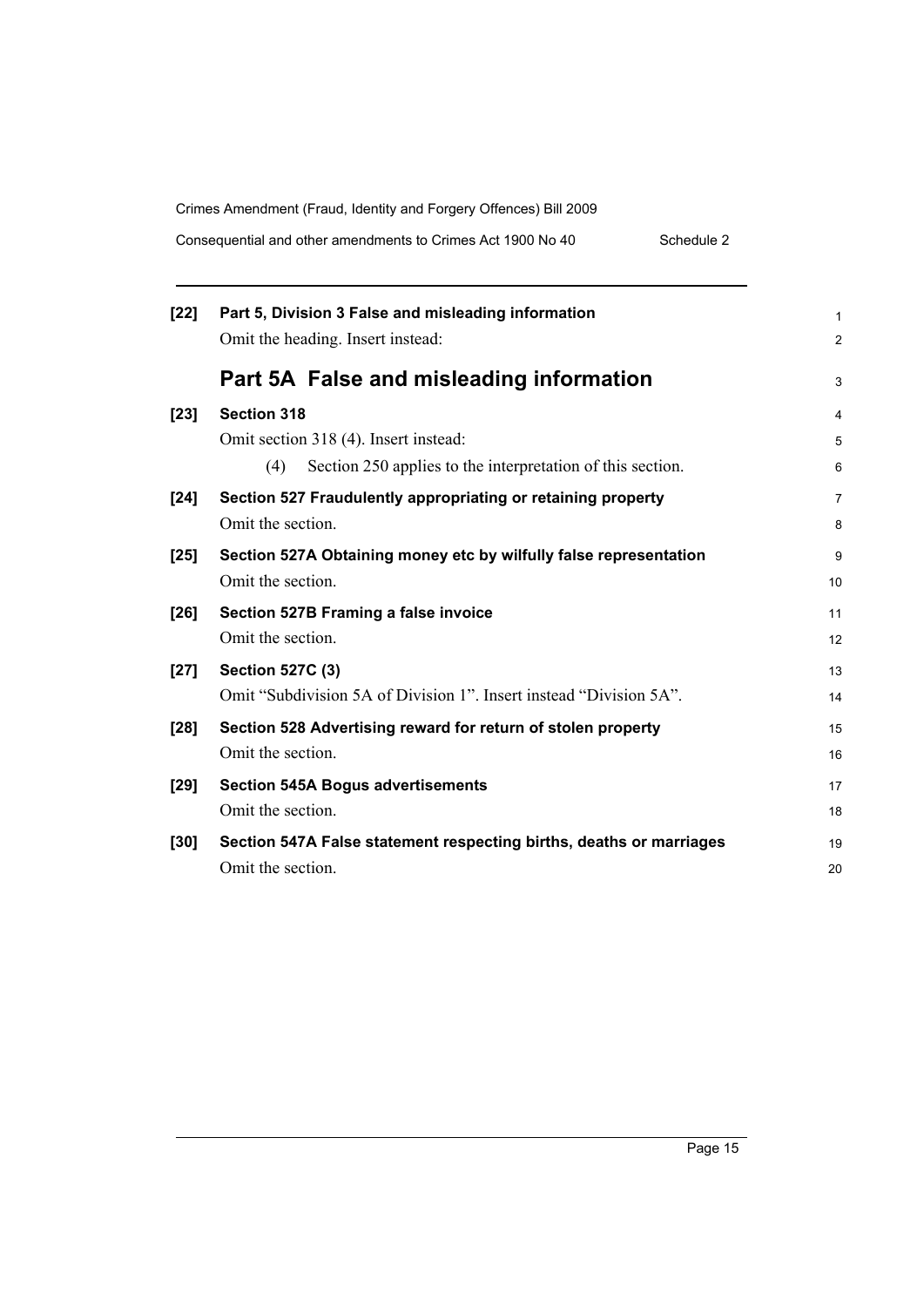**[22] Part 5, Division 3 False and misleading information**

Omit the heading. Insert instead:

## Part 5A False and misleading information

**[23] Section 318**

Omit section 318 (4). Insert instead:

(4) Section 250 applies to the interpretation of this section.

**[24] Section 527 Fraudulently appropriating or retaining property**

Omit the section.

**[25] Section 527A Obtaining money etc by wilfully false representation**

Omit the section.

**[26] Section 527B Framing a false invoice**

Omit the section.

**[27] Section 527C (3)**

Omit "Subdivision 5A of Division 1". Insert instead "Division 5A".

**[28] Section 528 Advertising reward for return of stolen property**

Omit the section.

**[29] Section 545A Bogus advertisements**

Omit the section.

**[30] Section 547A False statement respecting births, deaths or marriages**

Omit the section.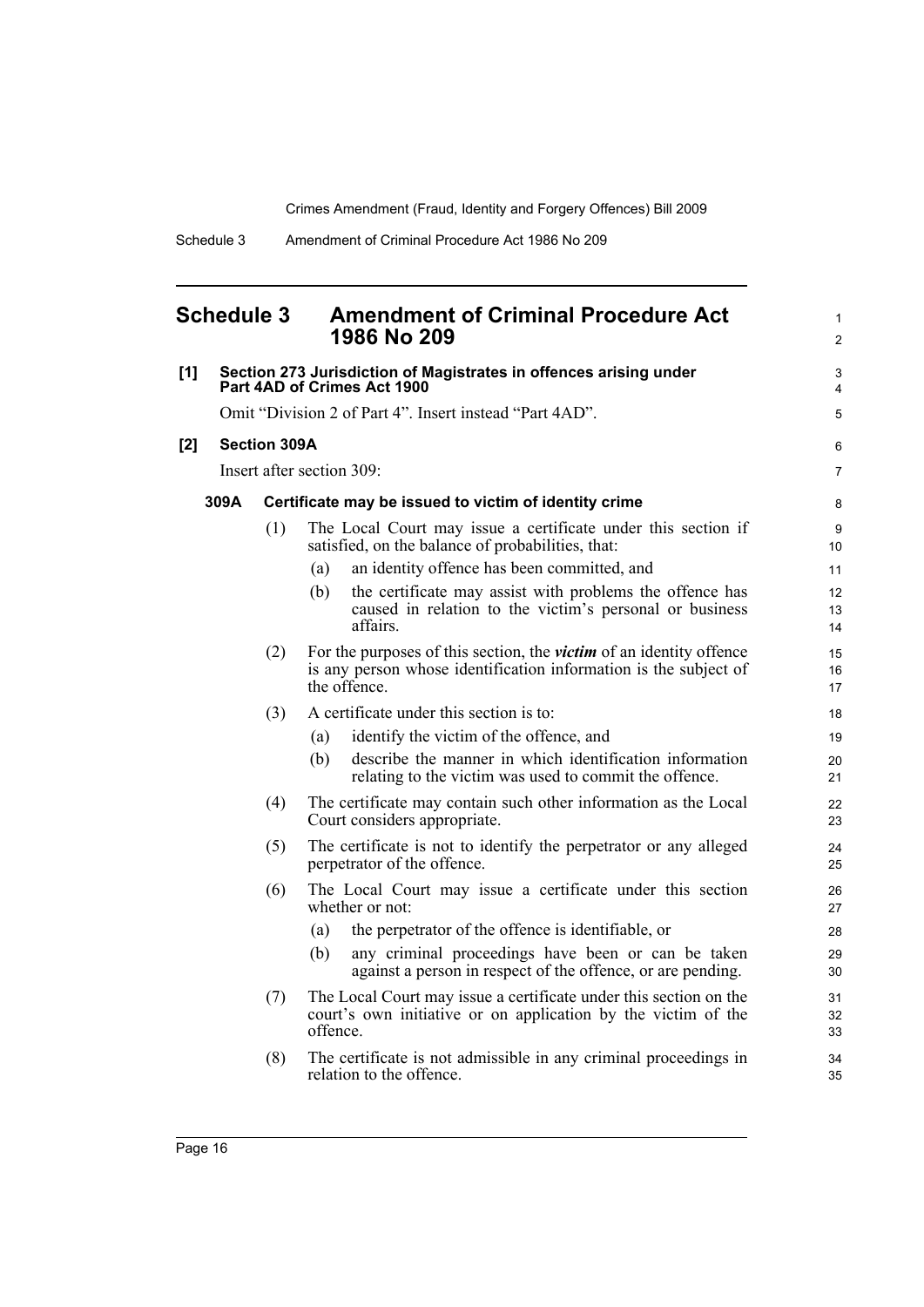## Schedule 3 Amendment of Criminal Procedure Act 1986 No 209

**[1] Section 273 Jurisdiction of Magistrates in offences arising under Part 4AD of Crimes Act 1900**

Omit "Division 2 of Part 4". Insert instead "Part 4AD".

**[2] Section 309A**

Insert after section 309:

**309A Certificate may be issued to victim of identity crime**

(1) The Local Court may issue a certificate under this section if satisfied, on the balance of probabilities, that:

(a) an identity offence has been committed, and

(b) the certificate may assist with problems the offence has caused in relation to the victim's personal or business affairs.

(2) For the purposes of this section, the ***victim*** of an identity offence is any person whose identification information is the subject of the offence.

(3) A certificate under this section is to:

(a) identify the victim of the offence, and

(b) describe the manner in which identification information relating to the victim was used to commit the offence.

(4) The certificate may contain such other information as the Local Court considers appropriate.

(5) The certificate is not to identify the perpetrator or any alleged perpetrator of the offence.

(6) The Local Court may issue a certificate under this section whether or not:

(a) the perpetrator of the offence is identifiable, or

(b) any criminal proceedings have been or can be taken against a person in respect of the offence, or are pending.

(7) The Local Court may issue a certificate under this section on the court's own initiative or on application by the victim of the offence.

(8) The certificate is not admissible in any criminal proceedings in relation to the offence.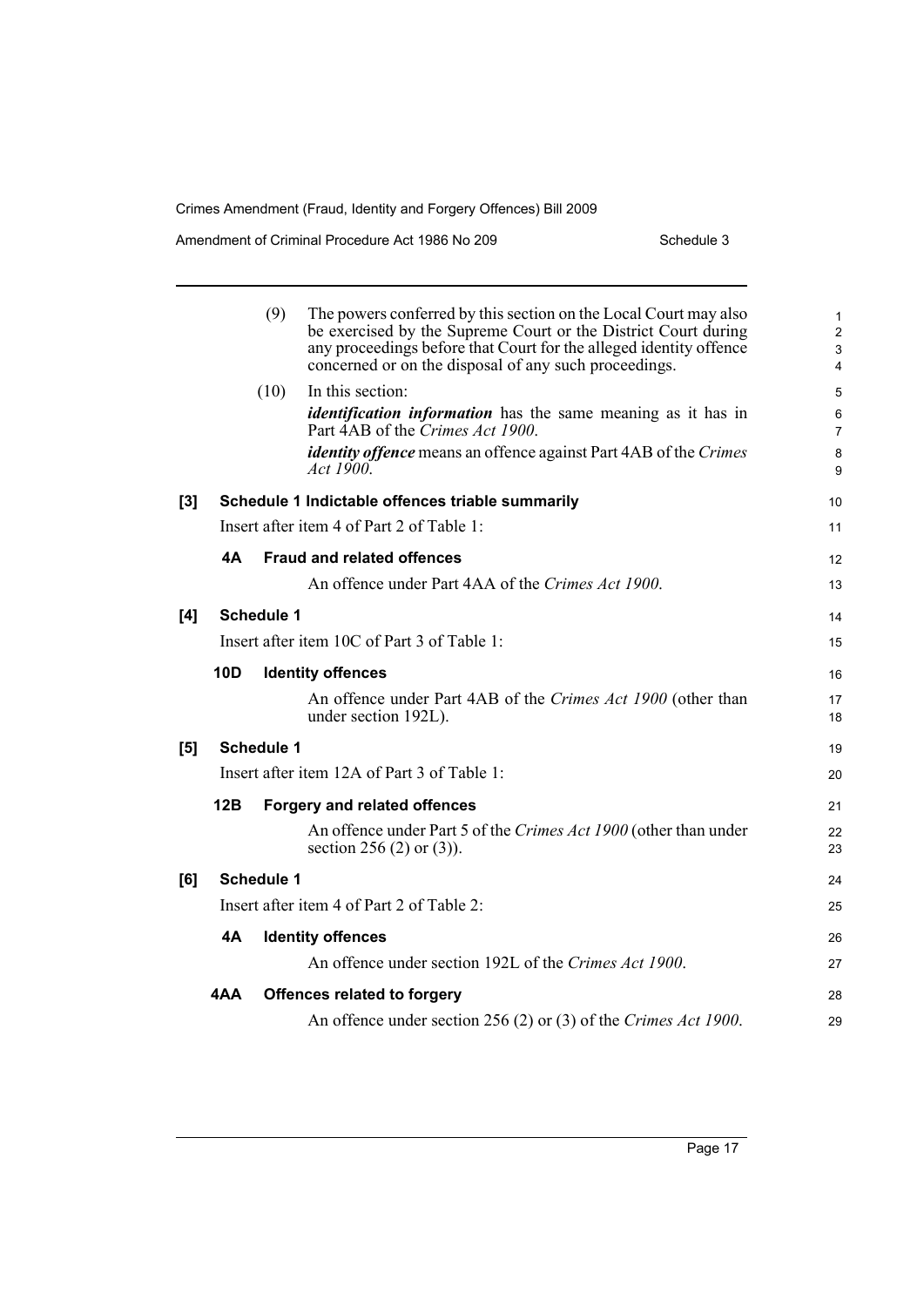(9) The powers conferred by this section on the Local Court may also be exercised by the Supreme Court or the District Court during any proceedings before that Court for the alleged identity offence concerned or on the disposal of any such proceedings.

(10) In this section:

***identification information*** has the same meaning as it has in Part 4AB of the *Crimes Act 1900*.

***identity offence*** means an offence against Part 4AB of the *Crimes Act 1900*.

**[3] Schedule 1 Indictable offences triable summarily**

Insert after item 4 of Part 2 of Table 1:

**4A Fraud and related offences**

An offence under Part 4AA of the *Crimes Act 1900*.

**[4] Schedule 1**

Insert after item 10C of Part 3 of Table 1:

**10D Identity offences**

An offence under Part 4AB of the *Crimes Act 1900* (other than under section 192L).

**[5] Schedule 1**

Insert after item 12A of Part 3 of Table 1:

**12B Forgery and related offences**

An offence under Part 5 of the *Crimes Act 1900* (other than under section 256 (2) or (3)).

**[6] Schedule 1**

Insert after item 4 of Part 2 of Table 2:

**4A Identity offences**

An offence under section 192L of the *Crimes Act 1900*.

**4AA Offences related to forgery**

An offence under section 256 (2) or (3) of the *Crimes Act 1900*.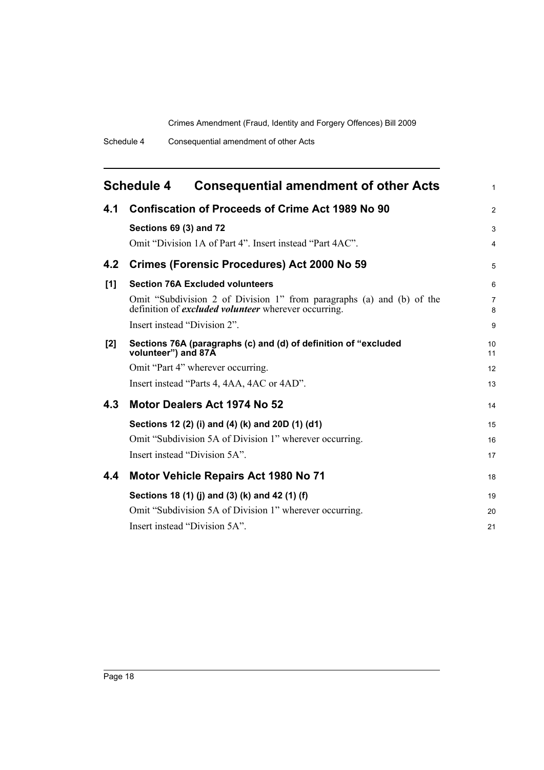## Schedule 4 Consequential amendment of other Acts

### 4.1 Confiscation of Proceeds of Crime Act 1989 No 90

**Sections 69 (3) and 72**

Omit "Division 1A of Part 4". Insert instead "Part 4AC".

### 4.2 Crimes (Forensic Procedures) Act 2000 No 59

**[1] Section 76A Excluded volunteers**

Omit "Subdivision 2 of Division 1" from paragraphs (a) and (b) of the definition of ***excluded volunteer*** wherever occurring.

Insert instead "Division 2".

**[2] Sections 76A (paragraphs (c) and (d) of definition of "excluded volunteer") and 87A**

Omit "Part 4" wherever occurring.

Insert instead "Parts 4, 4AA, 4AC or 4AD".

### 4.3 Motor Dealers Act 1974 No 52

**Sections 12 (2) (i) and (4) (k) and 20D (1) (d1)**

Omit "Subdivision 5A of Division 1" wherever occurring.

Insert instead "Division 5A".

### 4.4 Motor Vehicle Repairs Act 1980 No 71

**Sections 18 (1) (j) and (3) (k) and 42 (1) (f)**

Omit "Subdivision 5A of Division 1" wherever occurring.

Insert instead "Division 5A".